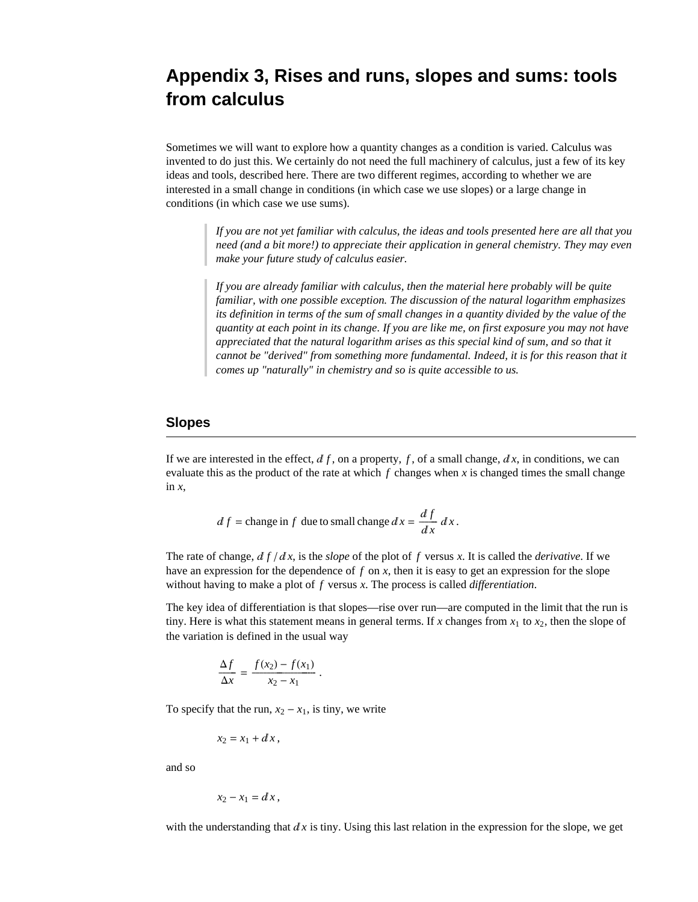# Appendix 3, Rises and runs, slopes and sums: tools from calculus

Sometimes we will want to explore how a quantity changes as a condition is varied. Calculus was invented to do just this. We certainly do not need the full machinery of calculus, just a few of its key ideas and tools, described here. There are two different regimes, according to whether we are interested in a small change in conditions (in which case we use slopes) or a large change in conditions (in which case we use sums).

> *If you are not yet familiar with calculus, the ideas and tools presented here are all that you need (and a bit more!) to appreciate their application in general chemistry. They may even make your future study of calculus easier.*

> *If you are already familiar with calculus, then the material here probably will be quite familiar, with one possible exception. The discussion of the natural logarithm emphasizes its definition in terms of the sum of small changes in a quantity divided by the value of the quantity at each point in its change. If you are like me, on first exposure you may not have appreciated that the natural logarithm arises as this special kind of sum, and so that it cannot be "derived" from something more fundamental. Indeed, it is for this reason that it comes up "naturally" in chemistry and so is quite accessible to us.*

## Slopes

If we are interested in the effect, $d f$, on a property, $f$, of a small change, $dx$, in conditions, we can evaluate this as the product of the rate at which $f$ changes when $x$ is changed times the small change in $x$,

$$d f = \text{change in } f \text{ due to small change } dx = \frac{d f}{dx}\, dx .$$

The rate of change, $d f / dx$, is the *slope* of the plot of $f$ versus $x$. It is called the *derivative*. If we have an expression for the dependence of $f$ on $x$, then it is easy to get an expression for the slope without having to make a plot of $f$ versus $x$. The process is called *differentiation*.

The key idea of differentiation is that slopes—rise over run—are computed in the limit that the run is tiny. Here is what this statement means in general terms. If $x$ changes from $x_1$ to $x_2$, then the slope of the variation is defined in the usual way

$$\frac{\Delta f}{\Delta x} = \frac{f(x_2) - f(x_1)}{x_2 - x_1} .$$

To specify that the run, $x_2 - x_1$, is tiny, we write

$$x_2 = x_1 + dx ,$$

and so

$$x_2 - x_1 = dx ,$$

with the understanding that $dx$ is tiny. Using this last relation in the expression for the slope, we get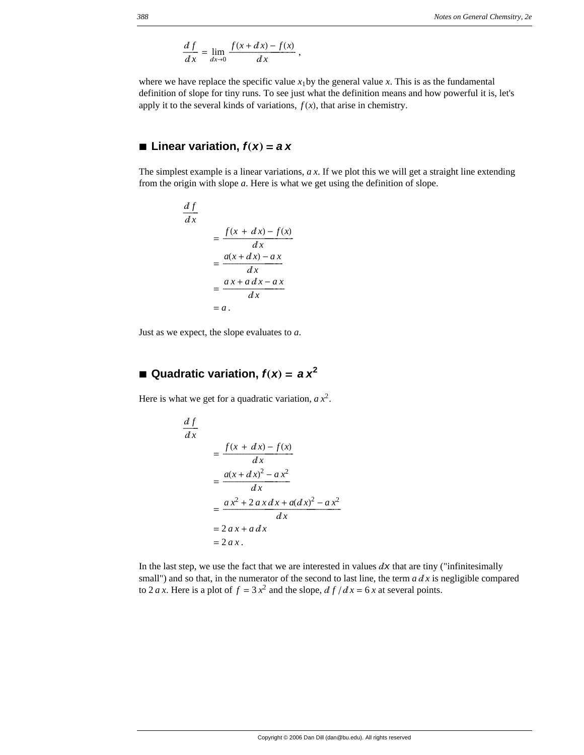$$\frac{df}{dx} = \lim_{dx \to 0} \frac{f(x + dx) - f(x)}{dx},$$

where we have replace the specific value $x_1$by the general value $x$. This is as the fundamental definition of slope for tiny runs. To see just what the definition means and how powerful it is, let's apply it to the several kinds of variations, $f(x)$, that arise in chemistry.

## ■ Linear variation, $f(x) = a\,x$

The simplest example is a linear variations, $a\,x$. If we plot this we will get a straight line extending from the origin with slope $a$. Here is what we get using the definition of slope.

$$\begin{aligned}
\frac{df}{dx} & \\
&= \frac{f(x + dx) - f(x)}{dx} \\
&= \frac{a(x + dx) - a\,x}{dx} \\
&= \frac{a\,x + a\,dx - a\,x}{dx} \\
&= a\,.
\end{aligned}$$

Just as we expect, the slope evaluates to $a$.

## ■ Quadratic variation, $f(x) = a\,x^2$

Here is what we get for a quadratic variation, $a\,x^2$.

$$\begin{aligned}
\frac{df}{dx} & \\
&= \frac{f(x + dx) - f(x)}{dx} \\
&= \frac{a(x + dx)^2 - a\,x^2}{dx} \\
&= \frac{a\,x^2 + 2\,a\,x\,dx + a(dx)^2 - a\,x^2}{dx} \\
&= 2\,a\,x + a\,dx \\
&= 2\,a\,x\,.
\end{aligned}$$

In the last step, we use the fact that we are interested in values $dx$ that are tiny ("infinitesimally small") and so that, in the numerator of the second to last line, the term $a\,dx$ is negligible compared to $2\,a\,x$. Here is a plot of $f = 3\,x^2$ and the slope, $df/dx = 6\,x$ at several points.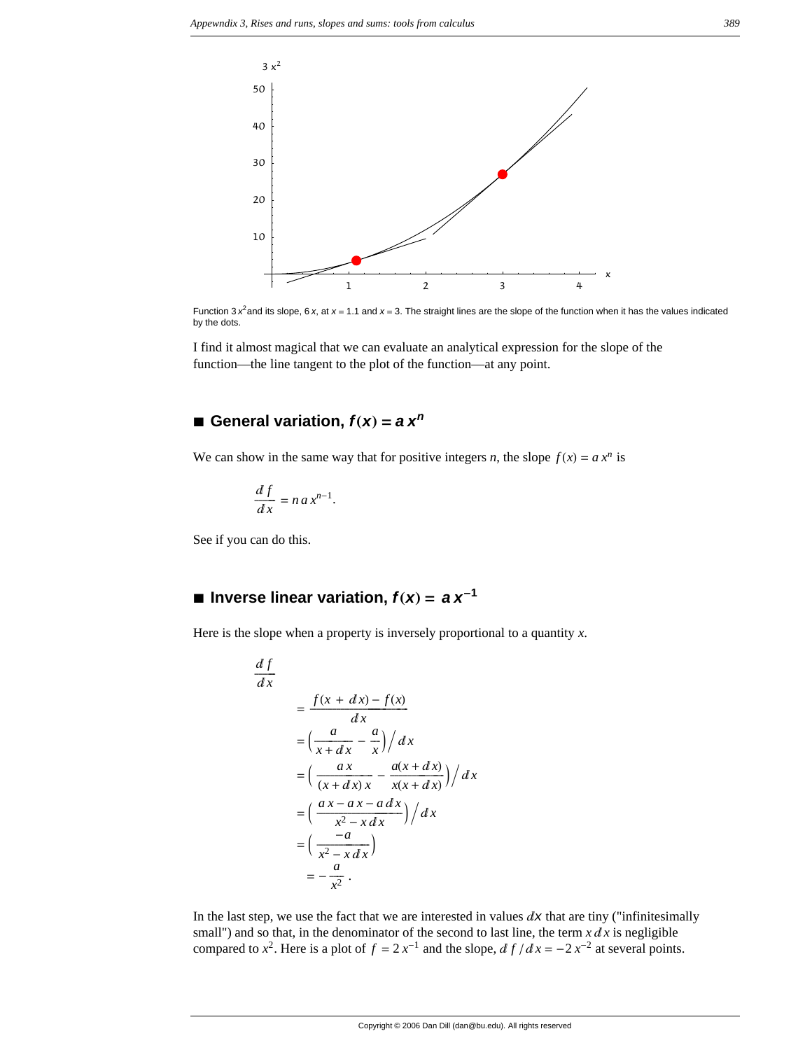Function $3x^2$ and its slope, $6x$, at $x = 1.1$ and $x = 3$. The straight lines are the slope of the function when it has the values indicated by the dots.

I find it almost magical that we can evaluate an analytical expression for the slope of the function—the line tangent to the plot of the function—at any point.

## ■ General variation, $f(x) = a\,x^n$

We can show in the same way that for positive integers $n$, the slope $f(x) = a\,x^n$ is

$$\frac{df}{dx} = n\,a\,x^{n-1}.$$

See if you can do this.

## ■ Inverse linear variation, $f(x) = a\,x^{-1}$

Here is the slope when a property is inversely proportional to a quantity $x$.

$$
\begin{aligned}
\frac{df}{dx} \\
&= \frac{f(x + dx) - f(x)}{dx} \\
&= \left(\frac{a}{x + dx} - \frac{a}{x}\right) \Big/ dx \\
&= \left(\frac{a\,x}{(x + dx)\,x} - \frac{a(x + dx)}{x(x + dx)}\right) \Big/ dx \\
&= \left(\frac{a\,x - a\,x - a\,dx}{x^2 - x\,dx}\right) \Big/ dx \\
&= \left(\frac{-a}{x^2 - x\,dx}\right) \\
&= -\frac{a}{x^2}.
\end{aligned}
$$

In the last step, we use the fact that we are interested in values $dx$ that are tiny ("infinitesimally small") and so that, in the denominator of the second to last line, the term $x\,dx$ is negligible compared to $x^2$. Here is a plot of $f = 2\,x^{-1}$ and the slope, $df/dx = -2\,x^{-2}$ at several points.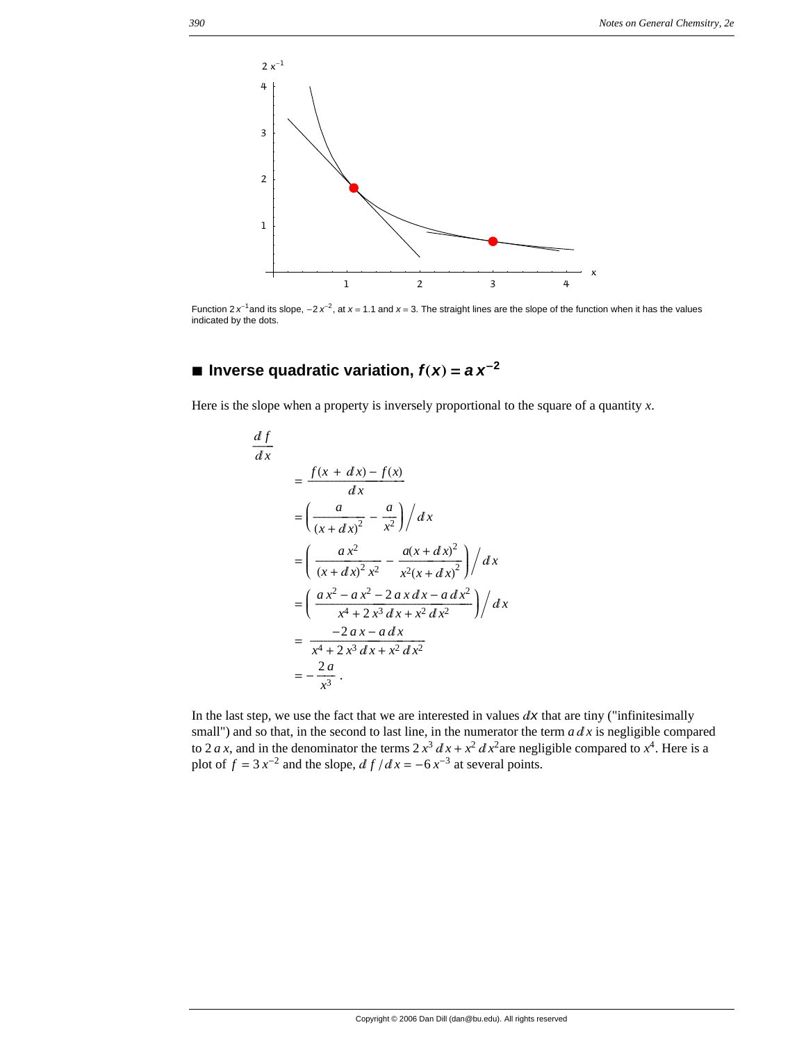Function $2x^{-1}$ and its slope, $-2x^{-2}$, at $x = 1.1$ and $x = 3$. The straight lines are the slope of the function when it has the values indicated by the dots.

## ■ Inverse quadratic variation, $f(x) = a\,x^{-2}$

Here is the slope when a property is inversely proportional to the square of a quantity $x$.

$$
\begin{aligned}
\frac{df}{dx} &= \frac{f(x + dx) - f(x)}{dx} \\
&= \left(\frac{a}{(x + dx)^2} - \frac{a}{x^2}\right) \Big/ dx \\
&= \left(\frac{a\,x^2}{(x + dx)^2\,x^2} - \frac{a(x + dx)^2}{x^2(x + dx)^2}\right) \Big/ dx \\
&= \left(\frac{a\,x^2 - a\,x^2 - 2\,a\,x\,dx - a\,dx^2}{x^4 + 2\,x^3\,dx + x^2\,dx^2}\right) \Big/ dx \\
&= \frac{-2\,a\,x - a\,dx}{x^4 + 2\,x^3\,dx + x^2\,dx^2} \\
&= -\frac{2\,a}{x^3}\,.
\end{aligned}
$$

In the last step, we use the fact that we are interested in values $dx$ that are tiny ("infinitesimally small") and so that, in the second to last line, in the numerator the term $a\,dx$ is negligible compared to $2\,a\,x$, and in the denominator the terms $2\,x^3\,dx + x^2\,dx^2$ are negligible compared to $x^4$. Here is a plot of $f = 3\,x^{-2}$ and the slope, $df/dx = -6\,x^{-3}$ at several points.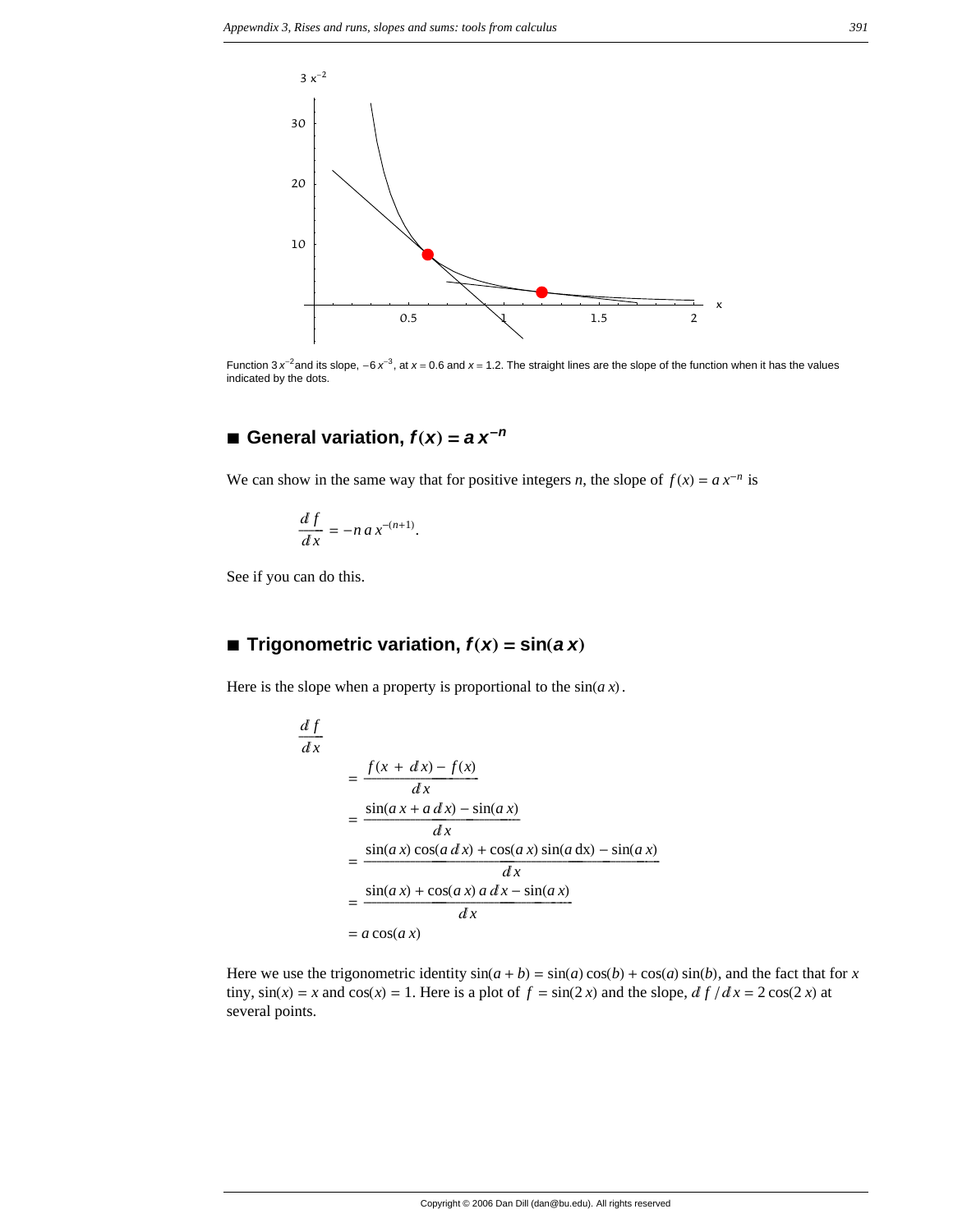Function $3x^{-2}$ and its slope, $-6x^{-3}$, at $x = 0.6$ and $x = 1.2$. The straight lines are the slope of the function when it has the values indicated by the dots.

## ■ General variation, $f(x) = a\,x^{-n}$

We can show in the same way that for positive integers $n$, the slope of $f(x) = a\,x^{-n}$ is

$$\frac{df}{dx} = -n\,a\,x^{-(n+1)}.$$

See if you can do this.

## ■ Trigonometric variation, $f(x) = \sin(a\,x)$

Here is the slope when a property is proportional to the $\sin(a\,x)$.

$$
\begin{aligned}
\frac{df}{dx} \\
&= \frac{f(x + dx) - f(x)}{dx} \\
&= \frac{\sin(a\,x + a\,dx) - \sin(a\,x)}{dx} \\
&= \frac{\sin(a\,x)\cos(a\,dx) + \cos(a\,x)\sin(a\,\text{dx}) - \sin(a\,x)}{dx} \\
&= \frac{\sin(a\,x) + \cos(a\,x)\,a\,dx - \sin(a\,x)}{dx} \\
&= a\cos(a\,x)
\end{aligned}
$$

Here we use the trigonometric identity $\sin(a + b) = \sin(a)\cos(b) + \cos(a)\sin(b)$, and the fact that for $x$ tiny, $\sin(x) = x$ and $\cos(x) = 1$. Here is a plot of $f = \sin(2\,x)$ and the slope, $df/dx = 2\cos(2\,x)$ at several points.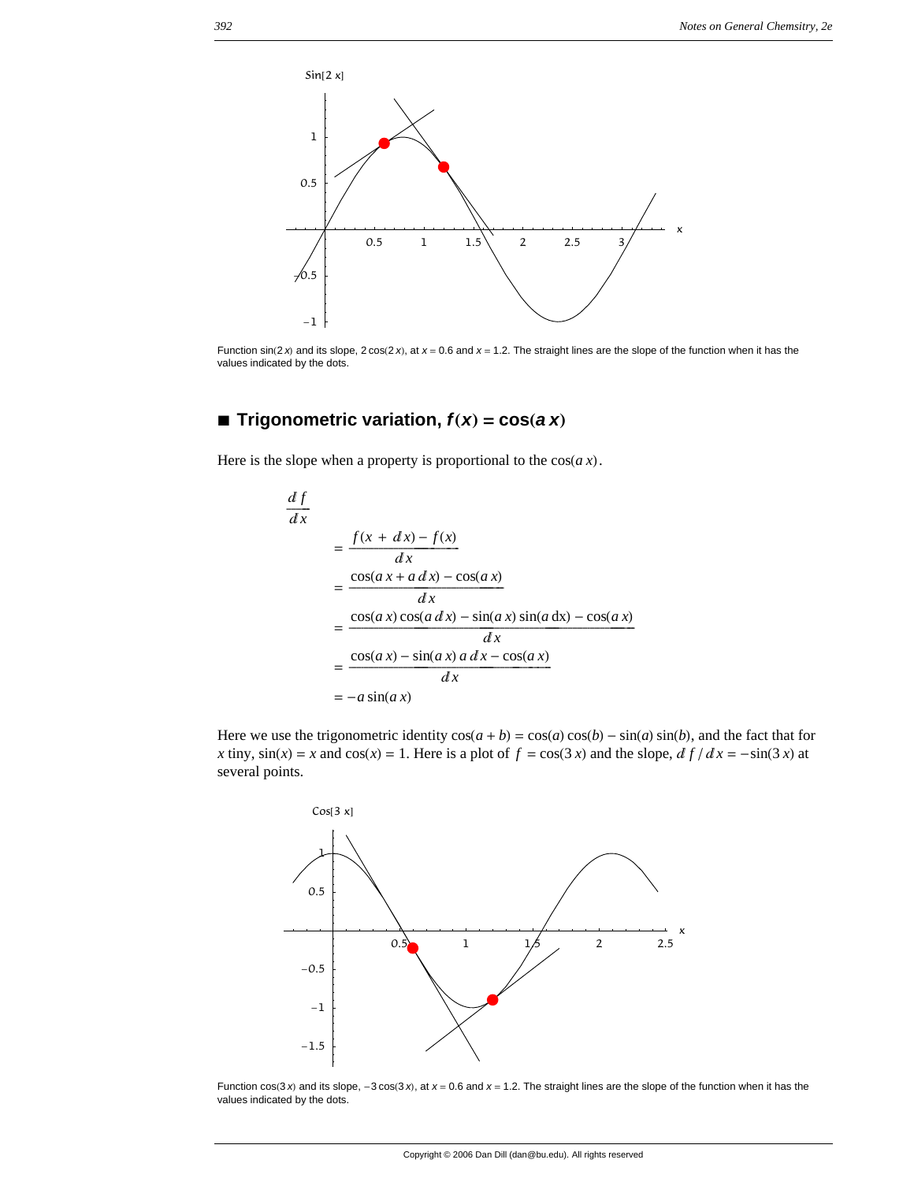Function sin(2 *x*) and its slope, 2 cos(2 *x*), at *x* = 0.6 and *x* = 1.2. The straight lines are the slope of the function when it has the values indicated by the dots.

## ■ Trigonometric variation, $f(x) = \cos(a\,x)$

Here is the slope when a property is proportional to the $\cos(a\,x)$.

$$
\begin{aligned}
\frac{d f}{d x} \\
&= \frac{f(x + d x) - f(x)}{d x} \\
&= \frac{\cos(a\,x + a\,d x) - \cos(a\,x)}{d x} \\
&= \frac{\cos(a\,x)\cos(a\,d x) - \sin(a\,x)\sin(a\,\mathrm{dx}) - \cos(a\,x)}{d x} \\
&= \frac{\cos(a\,x) - \sin(a\,x)\,a\,d x - \cos(a\,x)}{d x} \\
&= -a\sin(a\,x)
\end{aligned}
$$

Here we use the trigonometric identity $\cos(a + b) = \cos(a)\cos(b) - \sin(a)\sin(b)$, and the fact that for $x$ tiny, $\sin(x) = x$ and $\cos(x) = 1$. Here is a plot of $f = \cos(3\,x)$ and the slope, $d f / d x = -\sin(3\,x)$ at several points.

Function cos(3 *x*) and its slope, −3 cos(3 *x*), at *x* = 0.6 and *x* = 1.2. The straight lines are the slope of the function when it has the values indicated by the dots.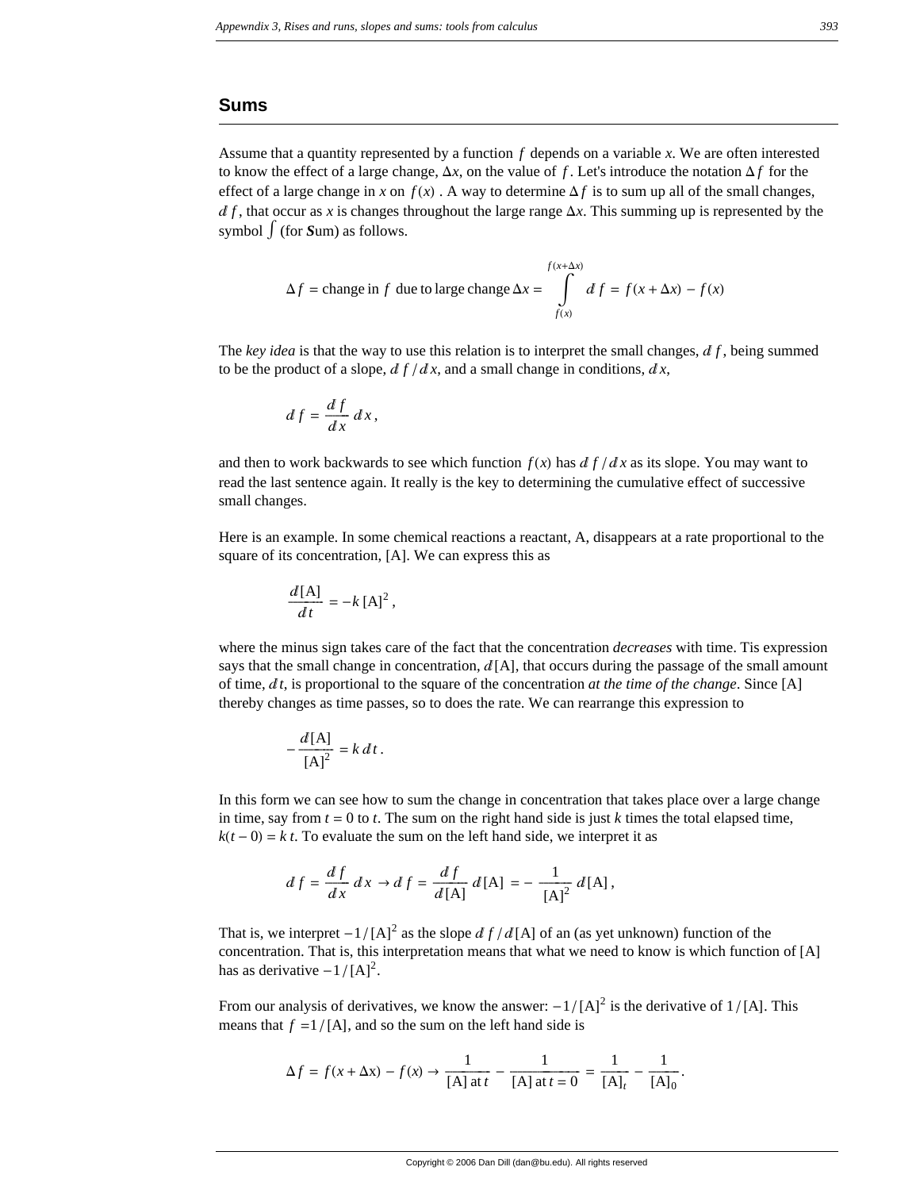## Sums

Assume that a quantity represented by a function $f$ depends on a variable $x$. We are often interested to know the effect of a large change, $\Delta x$, on the value of $f$. Let's introduce the notation $\Delta f$ for the effect of a large change in $x$ on $f(x)$. A way to determine $\Delta f$ is to sum up all of the small changes, $d f$, that occur as $x$ is changes throughout the large range $\Delta x$. This summing up is represented by the symbol $\int$ (for ***S***um) as follows.

$$\Delta f = \text{change in } f \text{ due to large change } \Delta x = \int_{f(x)}^{f(x+\Delta x)} d f = f(x + \Delta x) - f(x)$$

The *key idea* is that the way to use this relation is to interpret the small changes, $d f$, being summed to be the product of a slope, $d f / d x$, and a small change in conditions, $d x$,

$$d f = \frac{d f}{d x} d x,$$

and then to work backwards to see which function $f(x)$ has $d f / d x$ as its slope. You may want to read the last sentence again. It really is the key to determining the cumulative effect of successive small changes.

Here is an example. In some chemical reactions a reactant, A, disappears at a rate proportional to the square of its concentration, [A]. We can express this as

$$\frac{d[\text{A}]}{d t} = -k\,[\text{A}]^2,$$

where the minus sign takes care of the fact that the concentration *decreases* with time. Tis expression says that the small change in concentration, $d[\text{A}]$, that occurs during the passage of the small amount of time, $d t$, is proportional to the square of the concentration *at the time of the change*. Since [A] thereby changes as time passes, so to does the rate. We can rearrange this expression to

$$-\frac{d[\text{A}]}{[\text{A}]^2} = k\,d t.$$

In this form we can see how to sum the change in concentration that takes place over a large change in time, say from $t = 0$ to $t$. The sum on the right hand side is just $k$ times the total elapsed time, $k(t - 0) = k\,t$. To evaluate the sum on the left hand side, we interpret it as

$$d f = \frac{d f}{d x} d x \rightarrow d f = \frac{d f}{d[\text{A}]} d[\text{A}] = -\frac{1}{[\text{A}]^2} d[\text{A}],$$

That is, we interpret $-1/[\text{A}]^2$ as the slope $d f / d[\text{A}]$ of an (as yet unknown) function of the concentration. That is, this interpretation means that what we need to know is which function of [A] has as derivative $-1/[\text{A}]^2$.

From our analysis of derivatives, we know the answer: $-1/[\text{A}]^2$ is the derivative of $1/[\text{A}]$. This means that $f = 1/[\text{A}]$, and so the sum on the left hand side is

$$\Delta f = f(x + \Delta \text{x}) - f(x) \rightarrow \frac{1}{[\text{A}] \text{ at } t} - \frac{1}{[\text{A}] \text{ at } t = 0} = \frac{1}{[\text{A}]_t} - \frac{1}{[\text{A}]_0}.$$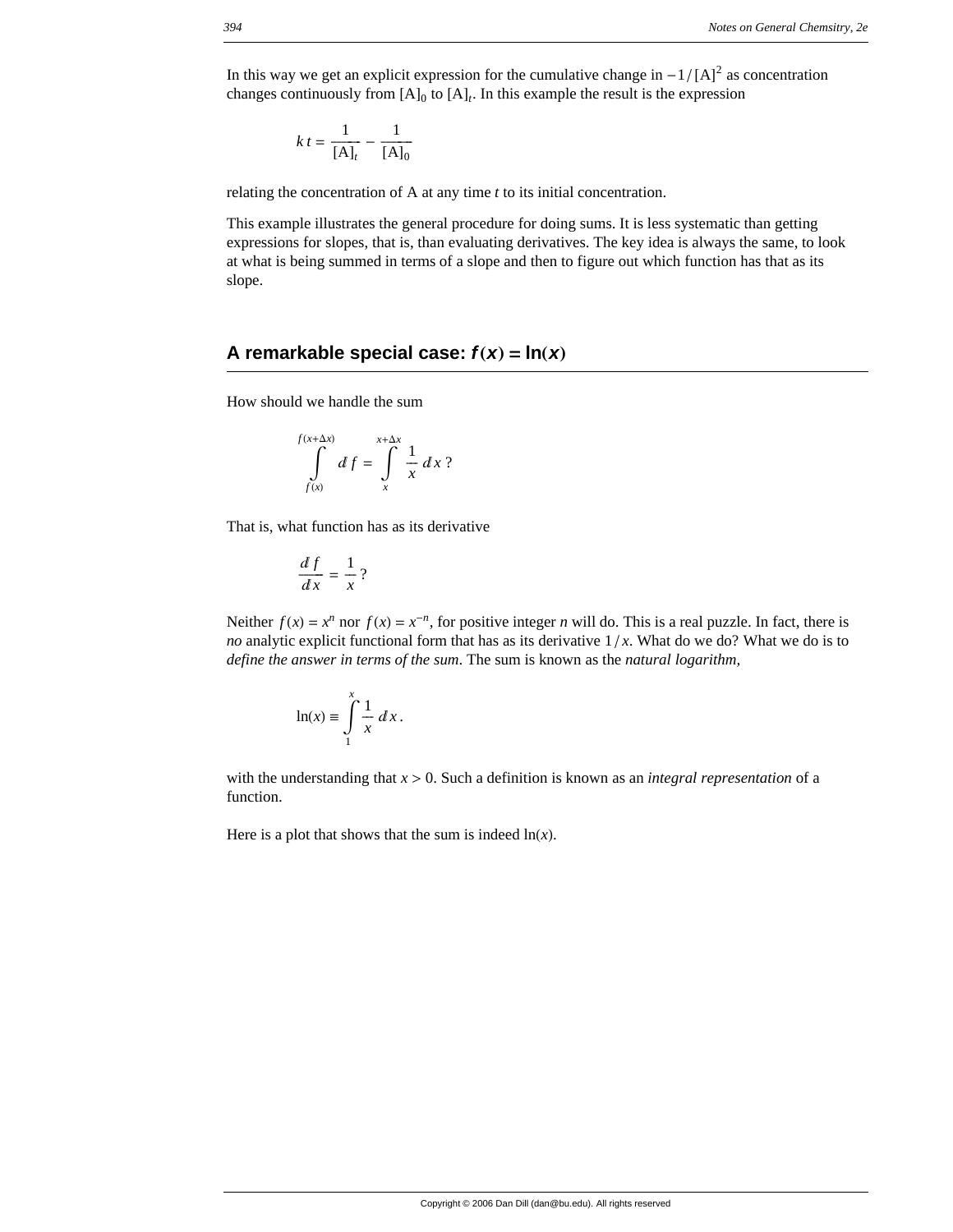In this way we get an explicit expression for the cumulative change in $-1/[A]^2$ as concentration changes continuously from $[A]_0$ to $[A]_t$. In this example the result is the expression

$$k\,t = \frac{1}{[A]_t} - \frac{1}{[A]_0}$$

relating the concentration of A at any time $t$ to its initial concentration.

This example illustrates the general procedure for doing sums. It is less systematic than getting expressions for slopes, that is, than evaluating derivatives. The key idea is always the same, to look at what is being summed in terms of a slope and then to figure out which function has that as its slope.

## A remarkable special case: $f(x) = \ln(x)$

How should we handle the sum

$$\int_{f(x)}^{f(x+\Delta x)} d\!\!\!/ f = \int_{x}^{x+\Delta x} \frac{1}{x}\, d\!\!\!/ x\ ?$$

That is, what function has as its derivative

$$\frac{d\!\!\!/ f}{d\!\!\!/ x} = \frac{1}{x}\ ?$$

Neither $f(x) = x^n$ nor $f(x) = x^{-n}$, for positive integer $n$ will do. This is a real puzzle. In fact, there is *no* analytic explicit functional form that has as its derivative $1/x$. What do we do? What we do is to *define the answer in terms of the sum*. The sum is known as the *natural logarithm,*

$$\ln(x) \equiv \int_1^x \frac{1}{x}\, d\!\!\!/ x\,.$$

with the understanding that $x > 0$. Such a definition is known as an *integral representation* of a function.

Here is a plot that shows that the sum is indeed $\ln(x)$.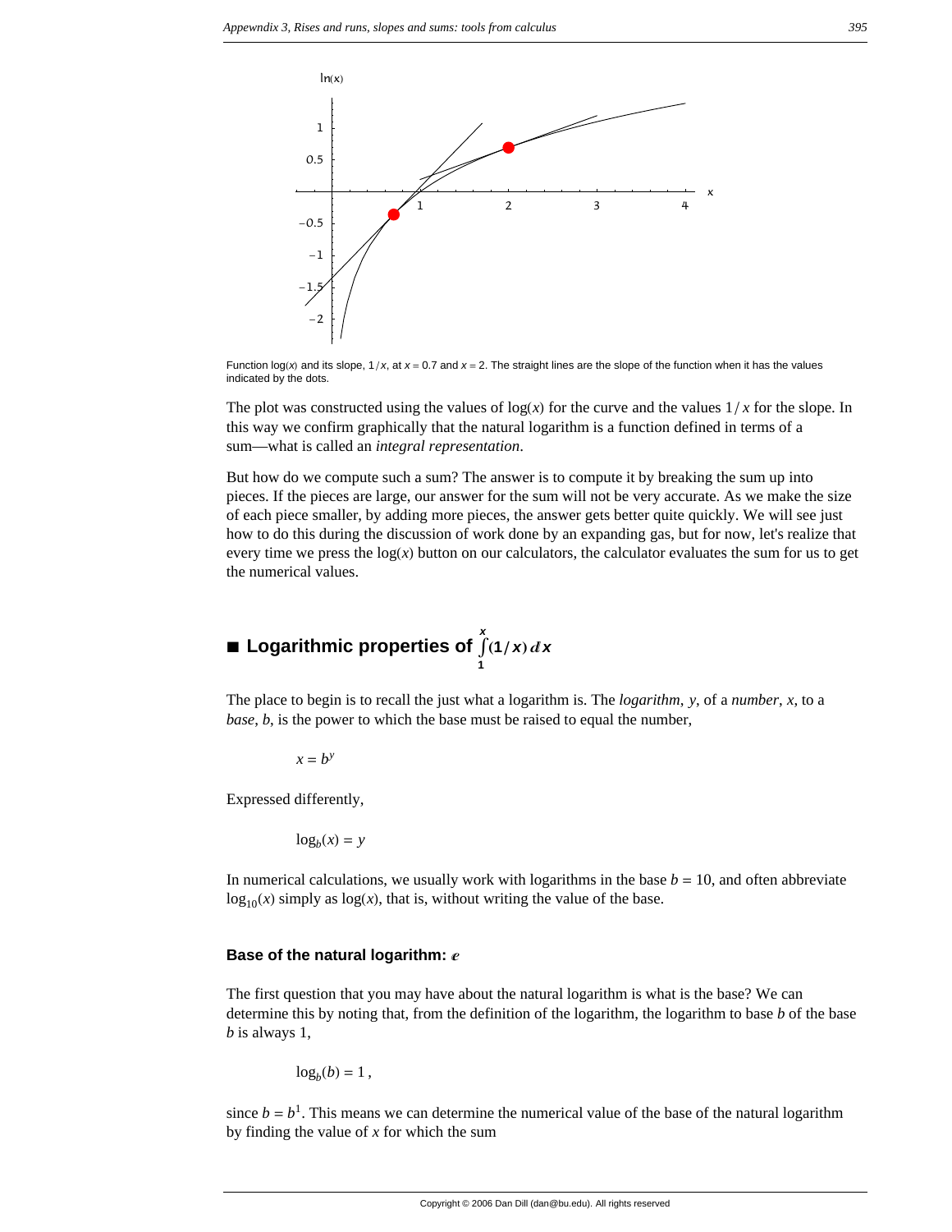Function $\log(x)$ and its slope, $1/x$, at $x = 0.7$ and $x = 2$. The straight lines are the slope of the function when it has the values indicated by the dots.

The plot was constructed using the values of $\log(x)$ for the curve and the values $1/x$ for the slope. In this way we confirm graphically that the natural logarithm is a function defined in terms of a sum—what is called an *integral representation*.

But how do we compute such a sum? The answer is to compute it by breaking the sum up into pieces. If the pieces are large, our answer for the sum will not be very accurate. As we make the size of each piece smaller, by adding more pieces, the answer gets better quite quickly. We will see just how to do this during the discussion of work done by an expanding gas, but for now, let's realize that every time we press the $\log(x)$ button on our calculators, the calculator evaluates the sum for us to get the numerical values.

## ■ Logarithmic properties of $\int_1^x (1/x)\,dx$

The place to begin is to recall the just what a logarithm is. The *logarithm*, $y$, of a *number*, $x$, to a *base*, $b$, is the power to which the base must be raised to equal the number,

$$x = b^y$$

Expressed differently,

$$\log_b(x) = y$$

In numerical calculations, we usually work with logarithms in the base $b = 10$, and often abbreviate $\log_{10}(x)$ simply as $\log(x)$, that is, without writing the value of the base.

### Base of the natural logarithm: $e$

The first question that you may have about the natural logarithm is what is the base? We can determine this by noting that, from the definition of the logarithm, the logarithm to base $b$ of the base $b$ is always 1,

$$\log_b(b) = 1\,,$$

since $b = b^1$. This means we can determine the numerical value of the base of the natural logarithm by finding the value of $x$ for which the sum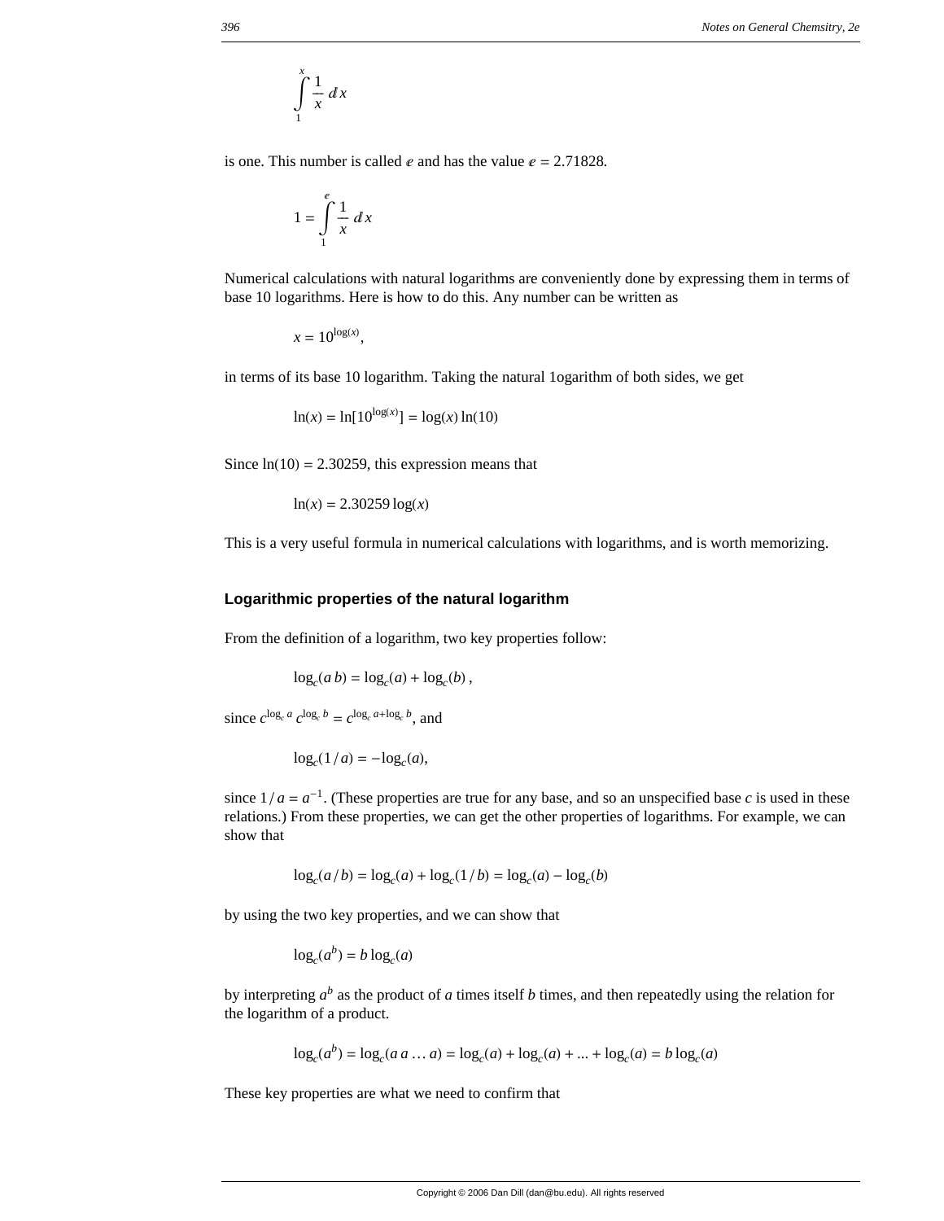$$\int_1^x \frac{1}{x}\, dx$$

is one. This number is called $e$ and has the value $e = 2.71828$.

$$1 = \int_1^e \frac{1}{x}\, dx$$

Numerical calculations with natural logarithms are conveniently done by expressing them in terms of base 10 logarithms. Here is how to do this. Any number can be written as

$$x = 10^{\log(x)},$$

in terms of its base 10 logarithm. Taking the natural 1ogarithm of both sides, we get

$$\ln(x) = \ln[10^{\log(x)}] = \log(x) \ln(10)$$

Since $\ln(10) = 2.30259$, this expression means that

$$\ln(x) = 2.30259 \log(x)$$

This is a very useful formula in numerical calculations with logarithms, and is worth memorizing.

### Logarithmic properties of the natural logarithm

From the definition of a logarithm, two key properties follow:

$$\log_c(a\, b) = \log_c(a) + \log_c(b)\,,$$

since $c^{\log_c a}\, c^{\log_c b} = c^{\log_c a + \log_c b}$, and

$$\log_c(1/a) = -\log_c(a),$$

since $1/a = a^{-1}$. (These properties are true for any base, and so an unspecified base $c$ is used in these relations.) From these properties, we can get the other properties of logarithms. For example, we can show that

$$\log_c(a/b) = \log_c(a) + \log_c(1/b) = \log_c(a) - \log_c(b)$$

by using the two key properties, and we can show that

$$\log_c(a^b) = b \log_c(a)$$

by interpreting $a^b$ as the product of $a$ times itself $b$ times, and then repeatedly using the relation for the logarithm of a product.

$$\log_c(a^b) = \log_c(a\, a \ldots a) = \log_c(a) + \log_c(a) + \ldots + \log_c(a) = b \log_c(a)$$

These key properties are what we need to confirm that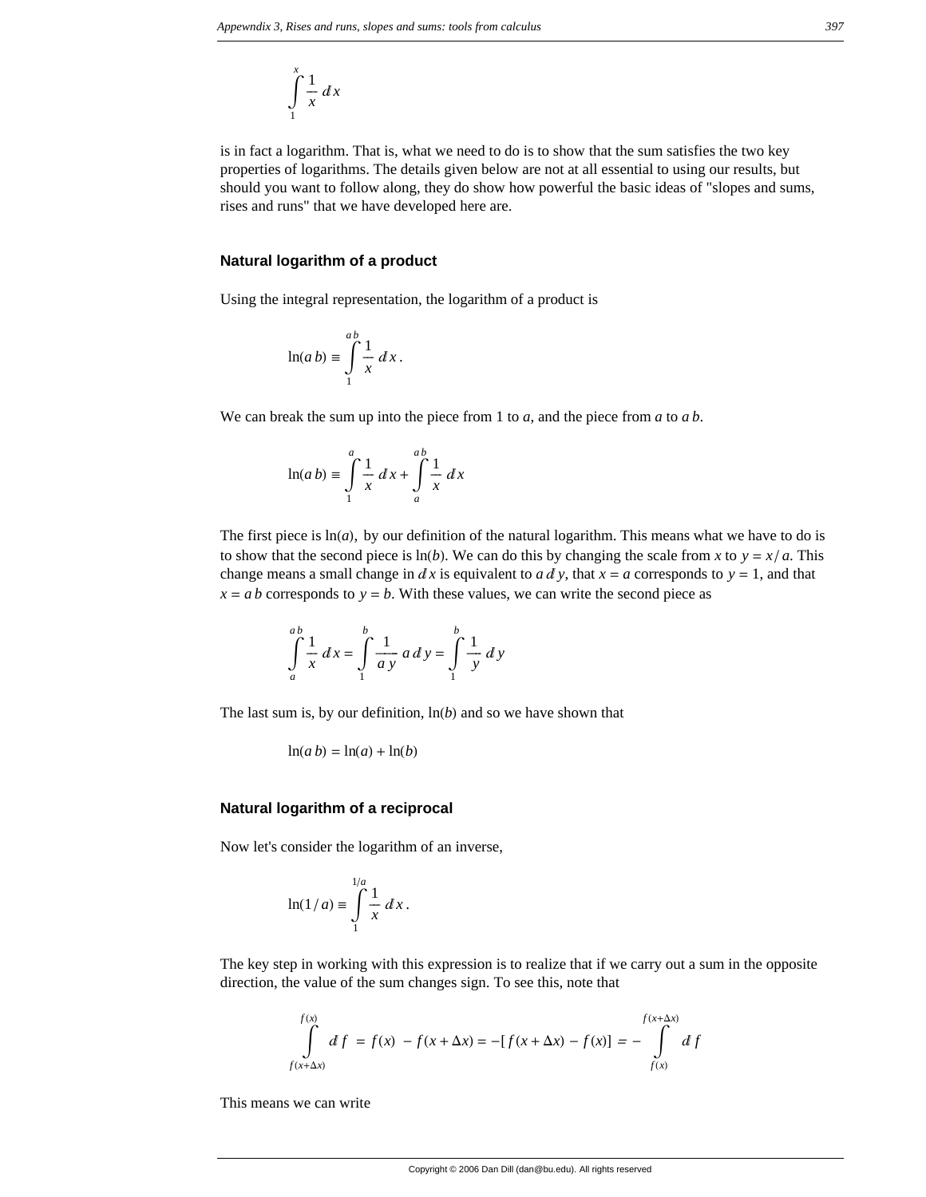$$\int_1^x \frac{1}{x}\, dx$$

is in fact a logarithm. That is, what we need to do is to show that the sum satisfies the two key properties of logarithms. The details given below are not at all essential to using our results, but should you want to follow along, they do show how powerful the basic ideas of "slopes and sums, rises and runs" that we have developed here are.

### Natural logarithm of a product

Using the integral representation, the logarithm of a product is

$$\ln(a\, b) \equiv \int_1^{a\, b} \frac{1}{x}\, dx\,.$$

We can break the sum up into the piece from 1 to $a$, and the piece from $a$ to $a\, b$.

$$\ln(a\, b) \equiv \int_1^{a} \frac{1}{x}\, dx + \int_a^{a\, b} \frac{1}{x}\, dx$$

The first piece is $\ln(a)$, by our definition of the natural logarithm. This means what we have to do is to show that the second piece is $\ln(b)$. We can do this by changing the scale from $x$ to $y = x / a$. This change means a small change in $dx$ is equivalent to $a\, dy$, that $x = a$ corresponds to $y = 1$, and that $x = a\, b$ corresponds to $y = b$. With these values, we can write the second piece as

$$\int_a^{a\, b} \frac{1}{x}\, dx = \int_1^{b} \frac{1}{a\, y}\, a\, dy = \int_1^{b} \frac{1}{y}\, dy$$

The last sum is, by our definition, $\ln(b)$ and so we have shown that

$$\ln(a\, b) = \ln(a) + \ln(b)$$

### Natural logarithm of a reciprocal

Now let's consider the logarithm of an inverse,

$$\ln(1 / a) \equiv \int_1^{1/a} \frac{1}{x}\, dx\,.$$

The key step in working with this expression is to realize that if we carry out a sum in the opposite direction, the value of the sum changes sign. To see this, note that

$$\int_{f(x+\Delta x)}^{f(x)} df \;=\; f(x) \;-\; f(x+\Delta x) = -[\,f(x+\Delta x) \;-\; f(x)] \;=\; -\int_{f(x)}^{f(x+\Delta x)} df$$

This means we can write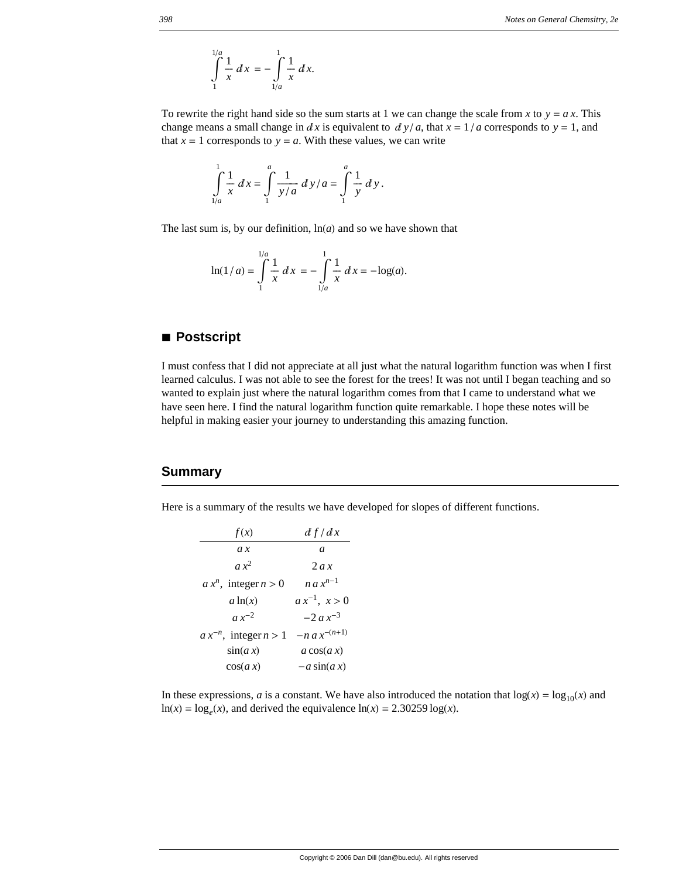$$\int_1^{1/a} \frac{1}{x}\, dx = -\int_{1/a}^{1} \frac{1}{x}\, dx.$$

To rewrite the right hand side so the sum starts at 1 we can change the scale from $x$ to $y = a\,x$. This change means a small change in $dx$ is equivalent to $dy/a$, that $x = 1/a$ corresponds to $y = 1$, and that $x = 1$ corresponds to $y = a$. With these values, we can write

$$\int_{1/a}^{1} \frac{1}{x}\, dx = \int_1^a \frac{1}{y/a}\, dy/a = \int_1^a \frac{1}{y}\, dy\,.$$

The last sum is, by our definition, ln($a$) and so we have shown that

$$\ln(1/a) = \int_1^{1/a} \frac{1}{x}\, dx = -\int_{1/a}^{1} \frac{1}{x}\, dx = -\log(a).$$

## ■ Postscript

I must confess that I did not appreciate at all just what the natural logarithm function was when I first learned calculus. I was not able to see the forest for the trees! It was not until I began teaching and so wanted to explain just where the natural logarithm comes from that I came to understand what we have seen here. I find the natural logarithm function quite remarkable. I hope these notes will be helpful in making easier your journey to understanding this amazing function.

## Summary

Here is a summary of the results we have developed for slopes of different functions.

| $f(x)$ | $df/dx$ |
|---|---|
| $a\,x$ | $a$ |
| $a\,x^2$ | $2\,a\,x$ |
| $a\,x^n$, integer $n > 0$ | $n\,a\,x^{n-1}$ |
| $a\ln(x)$ | $a\,x^{-1}$, $x > 0$ |
| $a\,x^{-2}$ | $-2\,a\,x^{-3}$ |
| $a\,x^{-n}$, integer $n > 1$ | $-n\,a\,x^{-(n+1)}$ |
| $\sin(a\,x)$ | $a\cos(a\,x)$ |
| $\cos(a\,x)$ | $-a\sin(a\,x)$ |

In these expressions, $a$ is a constant. We have also introduced the notation that $\log(x) = \log_{10}(x)$ and $\ln(x) = \log_e(x)$, and derived the equivalence $\ln(x) = 2.30259\log(x)$.